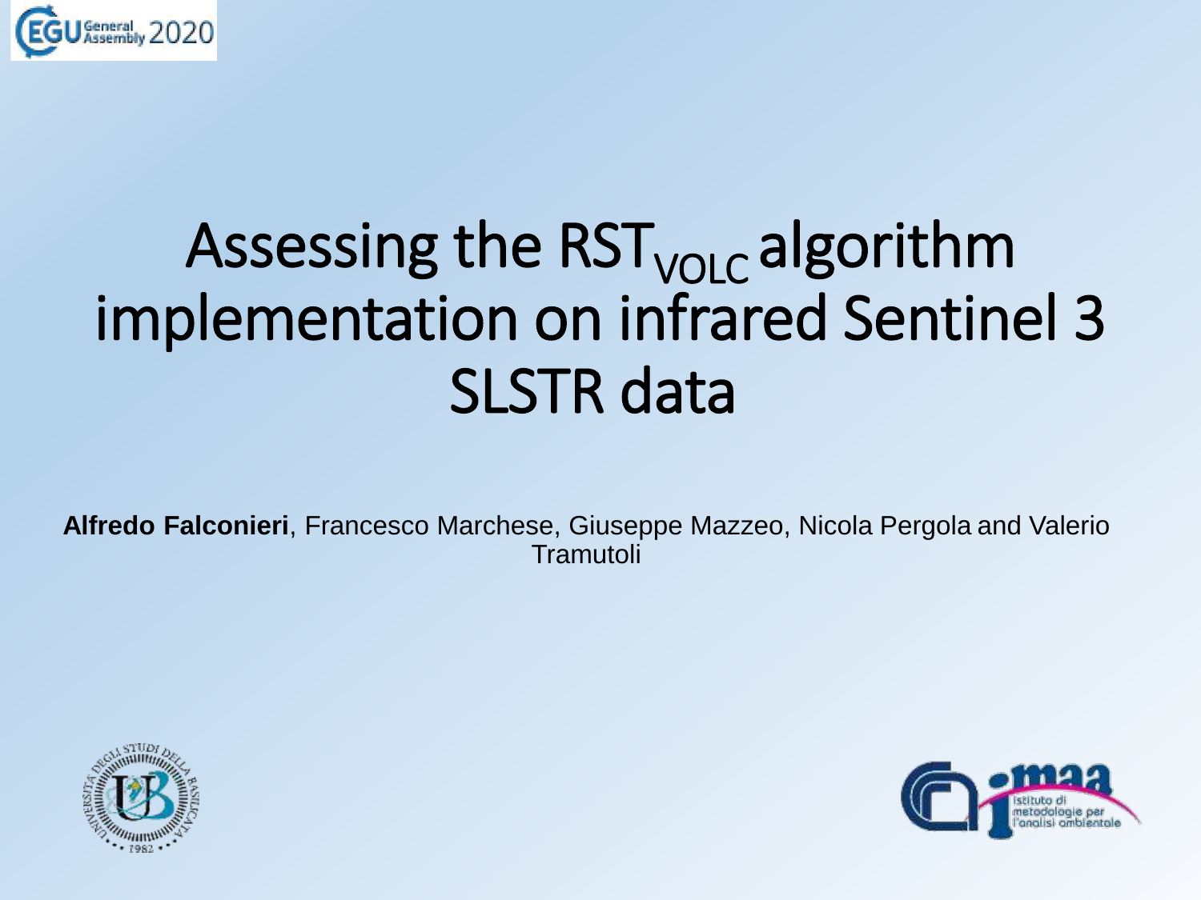# Assessing the $RST_{VOLC}$ algorithm implementation on infrared Sentinel 3 SLSTR data

**Alfredo Falconieri**, Francesco Marchese, Giuseppe Mazzeo, Nicola Pergola and Valerio Tramutoli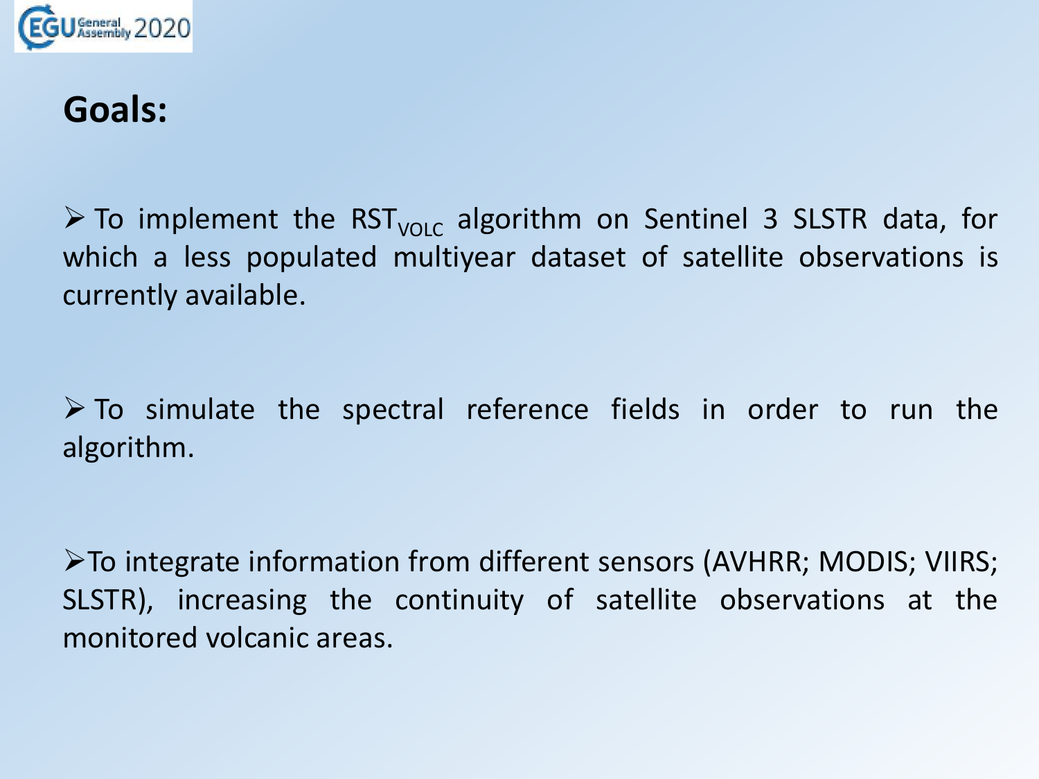# Goals:

- To implement the $RST_{VOLC}$ algorithm on Sentinel 3 SLSTR data, for which a less populated multiyear dataset of satellite observations is currently available.
- To simulate the spectral reference fields in order to run the algorithm.
- To integrate information from different sensors (AVHRR; MODIS; VIIRS; SLSTR), increasing the continuity of satellite observations at the monitored volcanic areas.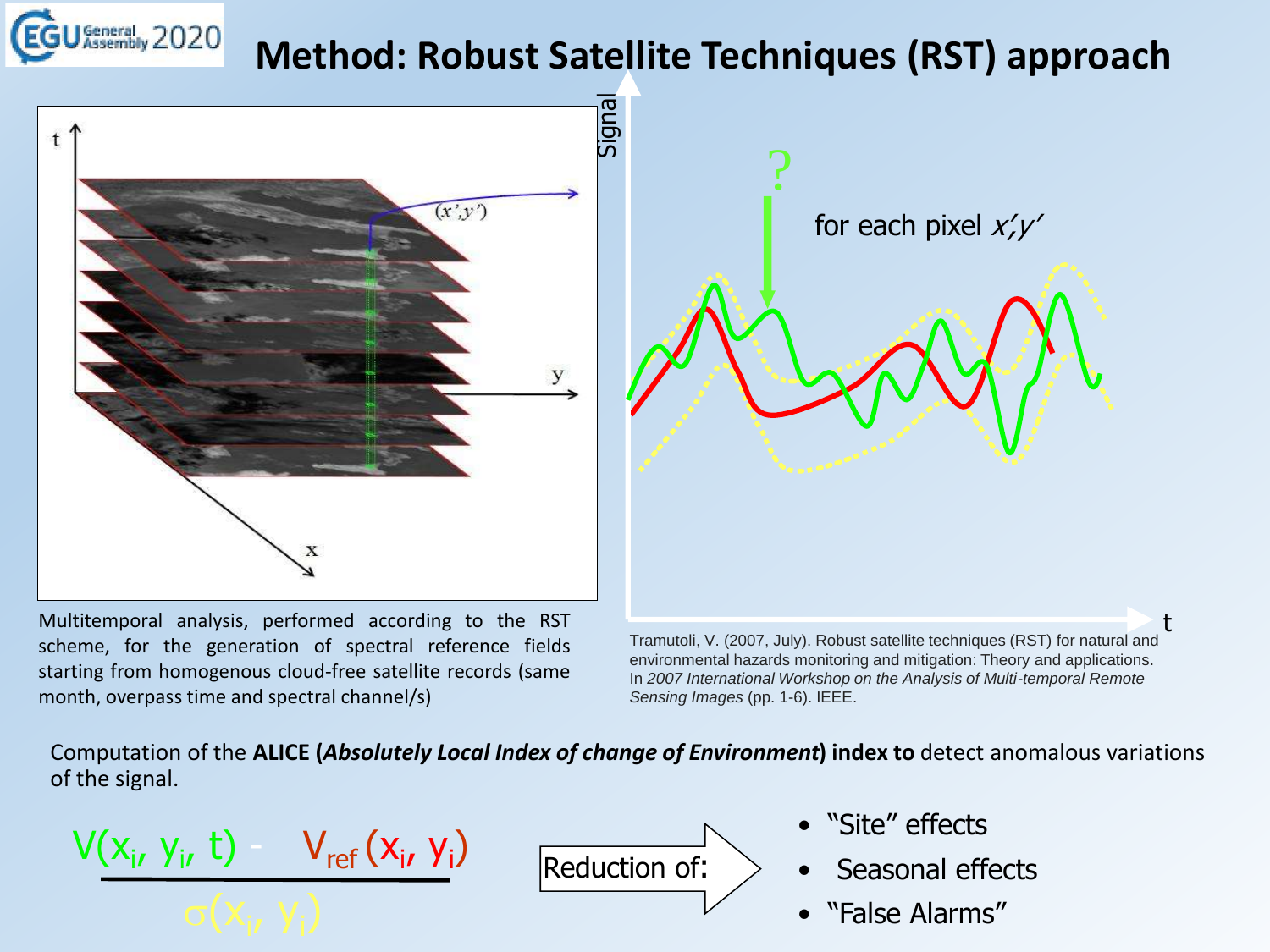# Method: Robust Satellite Techniques (RST) approach

Multitemporal analysis, performed according to the RST scheme, for the generation of spectral reference fields starting from homogenous cloud-free satellite records (same month, overpass time and spectral channel/s)

Tramutoli, V. (2007, July). Robust satellite techniques (RST) for natural and environmental hazards monitoring and mitigation: Theory and applications. In *2007 International Workshop on the Analysis of Multi-temporal Remote Sensing Images* (pp. 1-6). IEEE.

Computation of the **ALICE (*Absolutely Local Index of change of Environment*) index to** detect anomalous variations of the signal.

$$\frac{V(x_i, y_i, t) - V_{ref}(x_i, y_i)}{\sigma(x_i, y_i)}$$

Reduction of:

- "Site" effects
- Seasonal effects
- "False Alarms"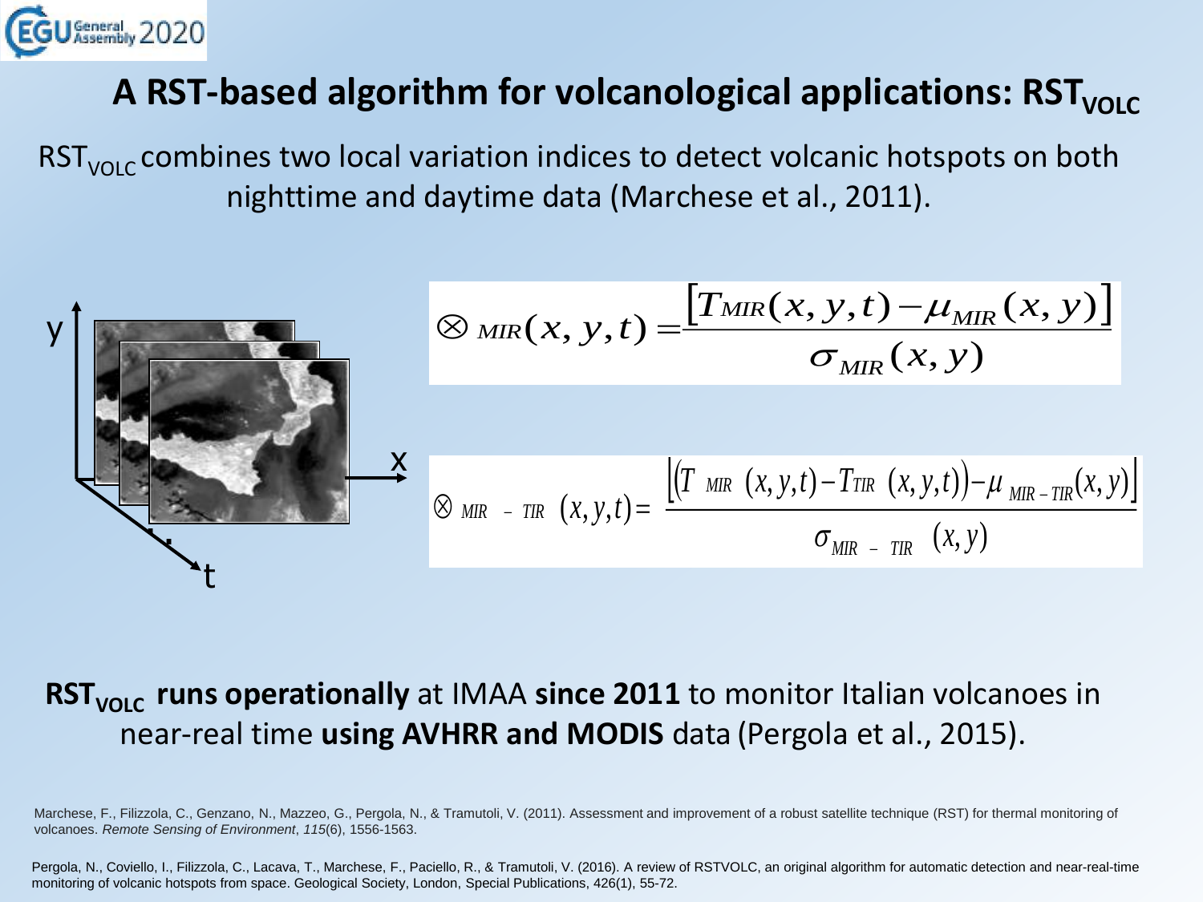## A RST-based algorithm for volcanological applications: $RST_{VOLC}$

$RST_{VOLC}$ combines two local variation indices to detect volcanic hotspots on both nighttime and daytime data (Marchese et al., 2011).

$$\otimes_{MIR}(x,y,t) = \frac{\left[T_{MIR}(x,y,t) - \mu_{MIR}(x,y)\right]}{\sigma_{MIR}(x,y)}$$

$$\otimes_{MIR-TIR}(x,y,t) = \frac{\left[\left(T_{MIR}(x,y,t) - T_{TIR}(x,y,t)\right) - \mu_{MIR-TIR}(x,y)\right]}{\sigma_{MIR-TIR}(x,y)}$$

**$RST_{VOLC}$ runs operationally** at IMAA **since 2011** to monitor Italian volcanoes in near-real time **using AVHRR and MODIS** data (Pergola et al., 2015).

Marchese, F., Filizzola, C., Genzano, N., Mazzeo, G., Pergola, N., & Tramutoli, V. (2011). Assessment and improvement of a robust satellite technique (RST) for thermal monitoring of volcanoes. *Remote Sensing of Environment*, *115*(6), 1556-1563.

Pergola, N., Coviello, I., Filizzola, C., Lacava, T., Marchese, F., Paciello, R., & Tramutoli, V. (2016). A review of RSTVOLC, an original algorithm for automatic detection and near-real-time monitoring of volcanic hotspots from space. Geological Society, London, Special Publications, 426(1), 55-72.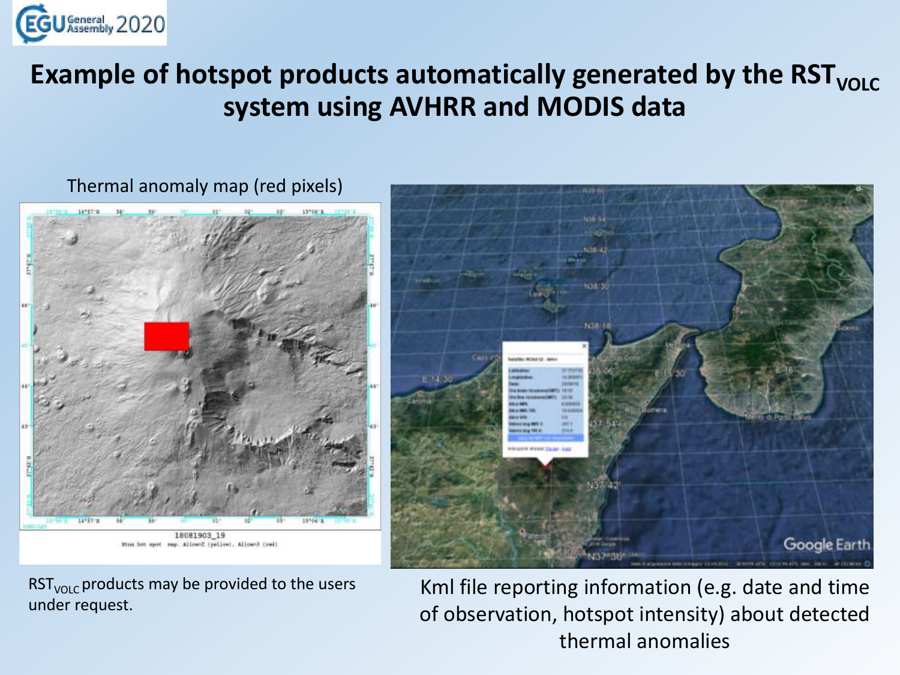# Example of hotspot products automatically generated by the $RST_{VOLC}$ system using AVHRR and MODIS data

Thermal anomaly map (red pixels)

$RST_{VOLC}$ products may be provided to the users under request.

Kml file reporting information (e.g. date and time of observation, hotspot intensity) about detected thermal anomalies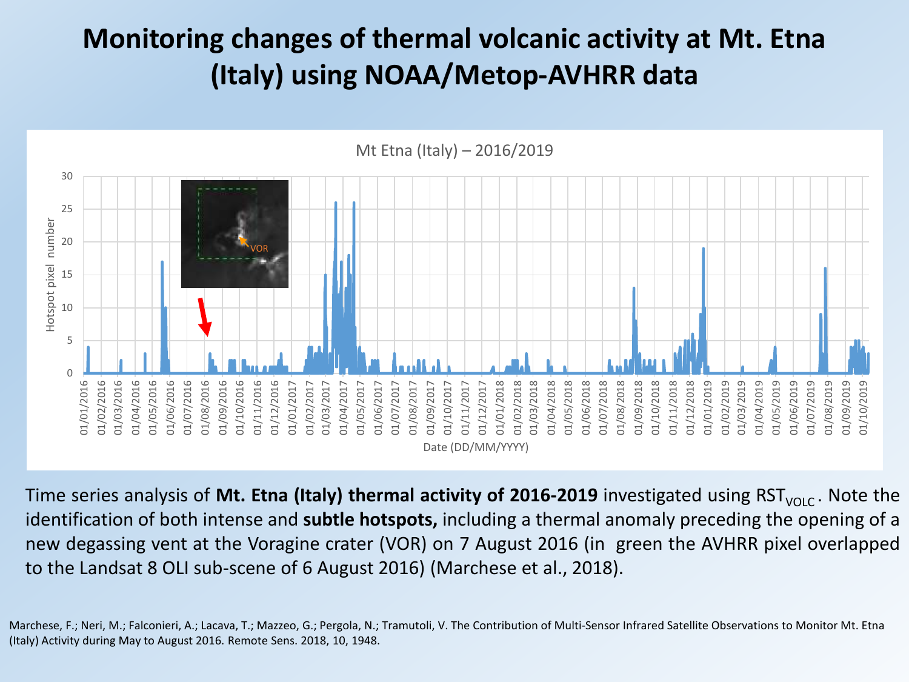# Monitoring changes of thermal volcanic activity at Mt. Etna (Italy) using NOAA/Metop-AVHRR data

Time series analysis of **Mt. Etna (Italy) thermal activity of 2016-2019** investigated using $RST_{VOLC}$. Note the identification of both intense and **subtle hotspots,** including a thermal anomaly preceding the opening of a new degassing vent at the Voragine crater (VOR) on 7 August 2016 (in green the AVHRR pixel overlapped to the Landsat 8 OLI sub-scene of 6 August 2016) (Marchese et al., 2018).

Marchese, F.; Neri, M.; Falconieri, A.; Lacava, T.; Mazzeo, G.; Pergola, N.; Tramutoli, V. The Contribution of Multi-Sensor Infrared Satellite Observations to Monitor Mt. Etna (Italy) Activity during May to August 2016. Remote Sens. 2018, 10, 1948.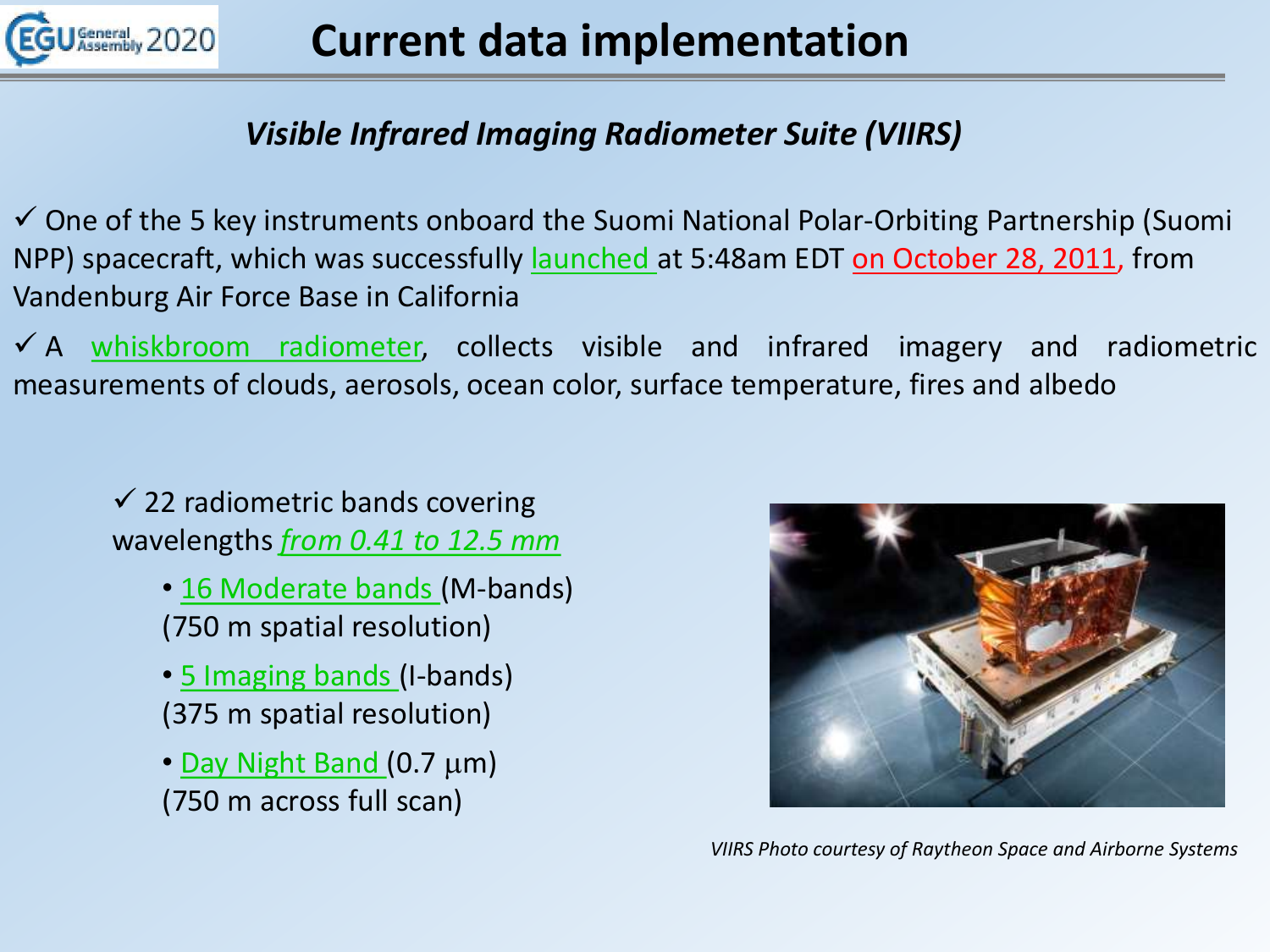# Current data implementation

## *Visible Infrared Imaging Radiometer Suite (VIIRS)*

✓ One of the 5 key instruments onboard the Suomi National Polar-Orbiting Partnership (Suomi NPP) spacecraft, which was successfully launched at 5:48am EDT on October 28, 2011, from Vandenburg Air Force Base in California

✓ A whiskbroom radiometer, collects visible and infrared imagery and radiometric measurements of clouds, aerosols, ocean color, surface temperature, fires and albedo

✓ 22 radiometric bands covering wavelengths *from 0.41 to 12.5 mm*

- 16 Moderate bands (M-bands) (750 m spatial resolution)
- 5 Imaging bands (I-bands) (375 m spatial resolution)
- Day Night Band (0.7 μm) (750 m across full scan)

*VIIRS Photo courtesy of Raytheon Space and Airborne Systems*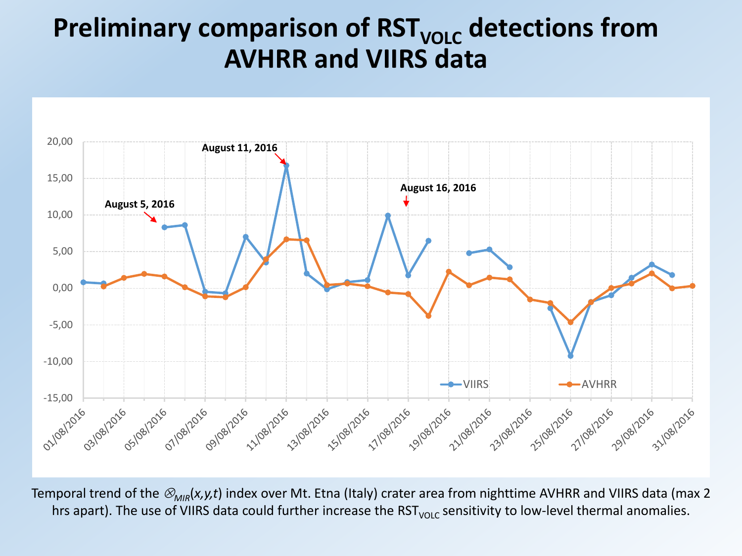# Preliminary comparison of $RST_{VOLC}$ detections from AVHRR and VIIRS data

Temporal trend of the $\otimes_{MIR}(x,y,t)$ index over Mt. Etna (Italy) crater area from nighttime AVHRR and VIIRS data (max 2 hrs apart). The use of VIIRS data could further increase the $RST_{VOLC}$ sensitivity to low-level thermal anomalies.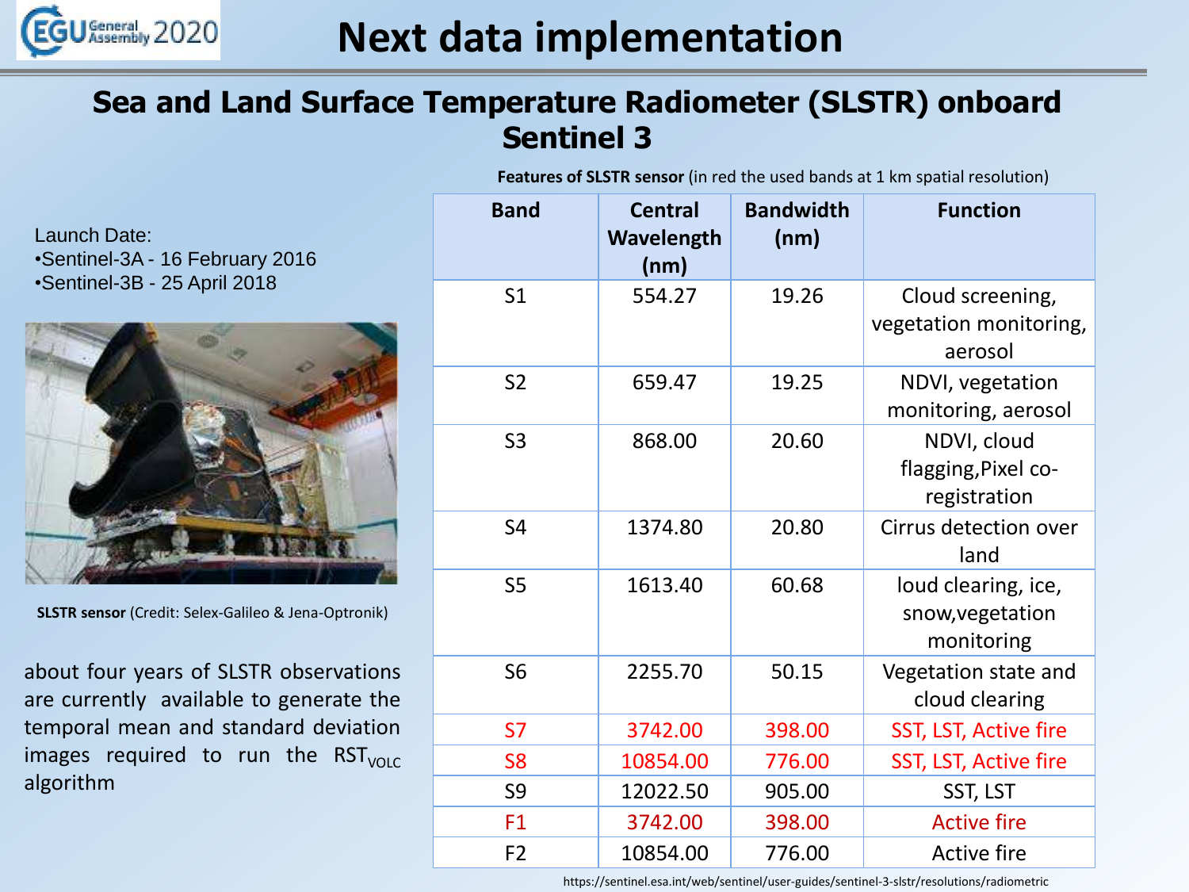# Next data implementation

## Sea and Land Surface Temperature Radiometer (SLSTR) onboard Sentinel 3

Launch Date:
- Sentinel-3A - 16 February 2016
- Sentinel-3B - 25 April 2018

**SLSTR sensor** (Credit: Selex-Galileo & Jena-Optronik)

about four years of SLSTR observations are currently available to generate the temporal mean and standard deviation images required to run the $RST_{VOLC}$ algorithm

**Features of SLSTR sensor** (in red the used bands at 1 km spatial resolution)

| Band | Central Wavelength (nm) | Bandwidth (nm) | Function |
|---|---|---|---|
| S1 | 554.27 | 19.26 | Cloud screening, vegetation monitoring, aerosol |
| S2 | 659.47 | 19.25 | NDVI, vegetation monitoring, aerosol |
| S3 | 868.00 | 20.60 | NDVI, cloud flagging,Pixel co-registration |
| S4 | 1374.80 | 20.80 | Cirrus detection over land |
| S5 | 1613.40 | 60.68 | loud clearing, ice, snow,vegetation monitoring |
| S6 | 2255.70 | 50.15 | Vegetation state and cloud clearing |
| S7 | 3742.00 | 398.00 | SST, LST, Active fire |
| S8 | 10854.00 | 776.00 | SST, LST, Active fire |
| S9 | 12022.50 | 905.00 | SST, LST |
| F1 | 3742.00 | 398.00 | Active fire |
| F2 | 10854.00 | 776.00 | Active fire |

https://sentinel.esa.int/web/sentinel/user-guides/sentinel-3-slstr/resolutions/radiometric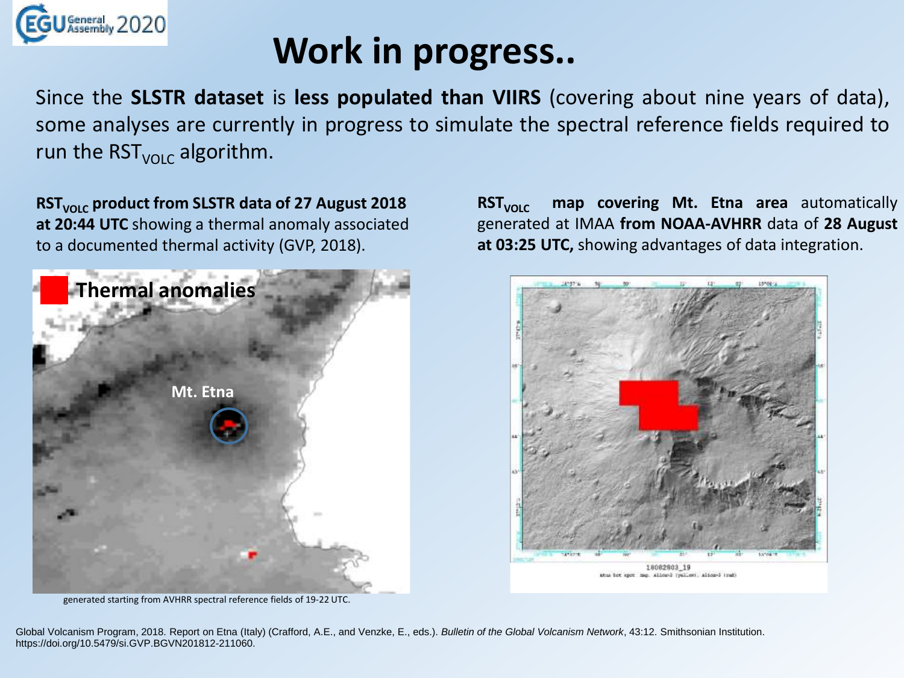# Work in progress..

Since the **SLSTR dataset** is **less populated than VIIRS** (covering about nine years of data), some analyses are currently in progress to simulate the spectral reference fields required to run the $RST_{VOLC}$ algorithm.

**$RST_{VOLC}$ product from SLSTR data of 27 August 2018 at 20:44 UTC** showing a thermal anomaly associated to a documented thermal activity (GVP, 2018).

generated starting from AVHRR spectral reference fields of 19-22 UTC.

**$RST_{VOLC}$ map covering Mt. Etna area** automatically generated at IMAA **from NOAA-AVHRR** data of **28 August at 03:25 UTC,** showing advantages of data integration.

Global Volcanism Program, 2018. Report on Etna (Italy) (Crafford, A.E., and Venzke, E., eds.). *Bulletin of the Global Volcanism Network*, 43:12. Smithsonian Institution. https://doi.org/10.5479/si.GVP.BGVN201812-211060.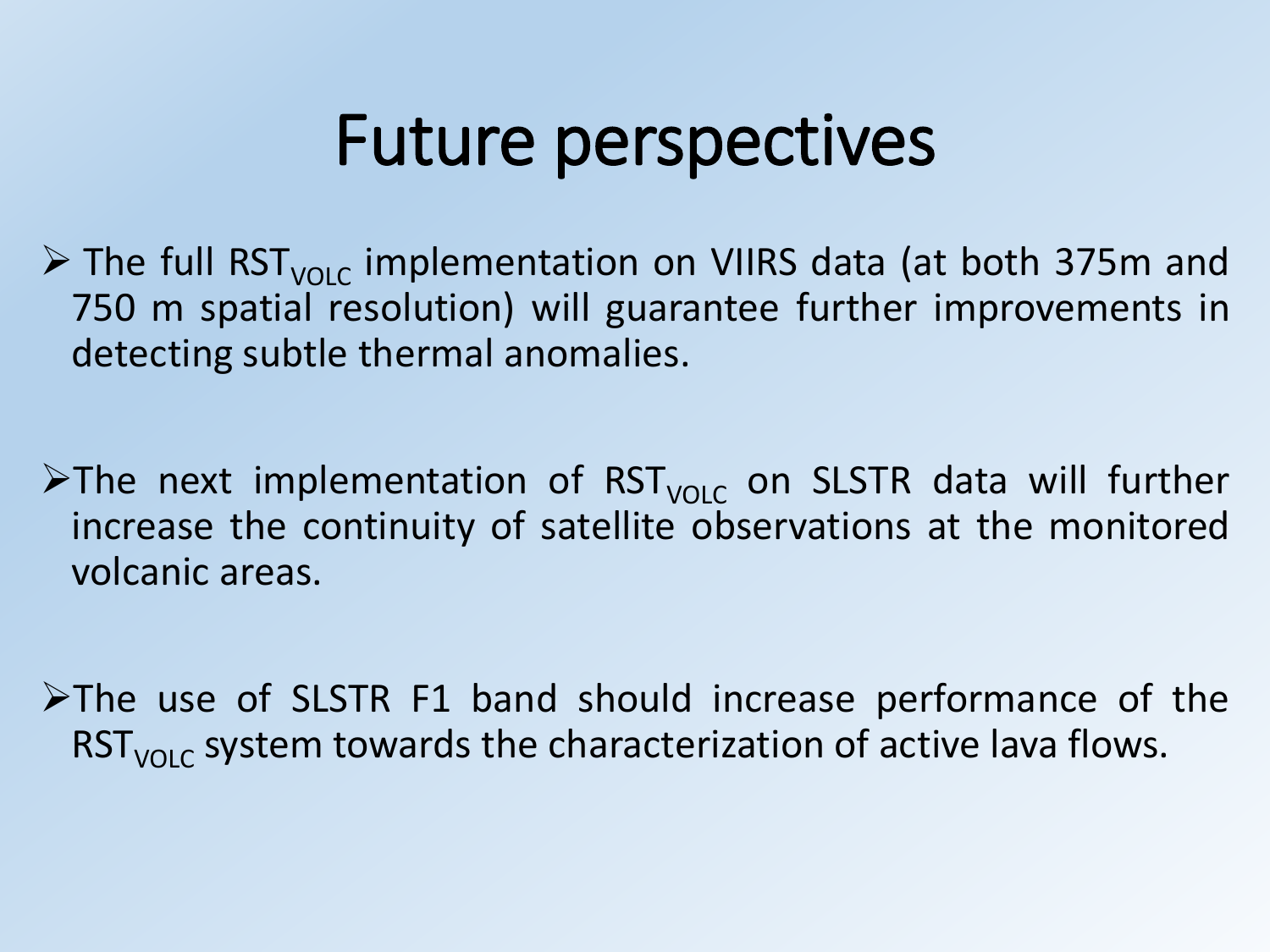# Future perspectives

- The full $RST_{VOLC}$ implementation on VIIRS data (at both 375m and 750 m spatial resolution) will guarantee further improvements in detecting subtle thermal anomalies.

- The next implementation of $RST_{VOLC}$ on SLSTR data will further increase the continuity of satellite observations at the monitored volcanic areas.

- The use of SLSTR F1 band should increase performance of the $RST_{VOLC}$ system towards the characterization of active lava flows.